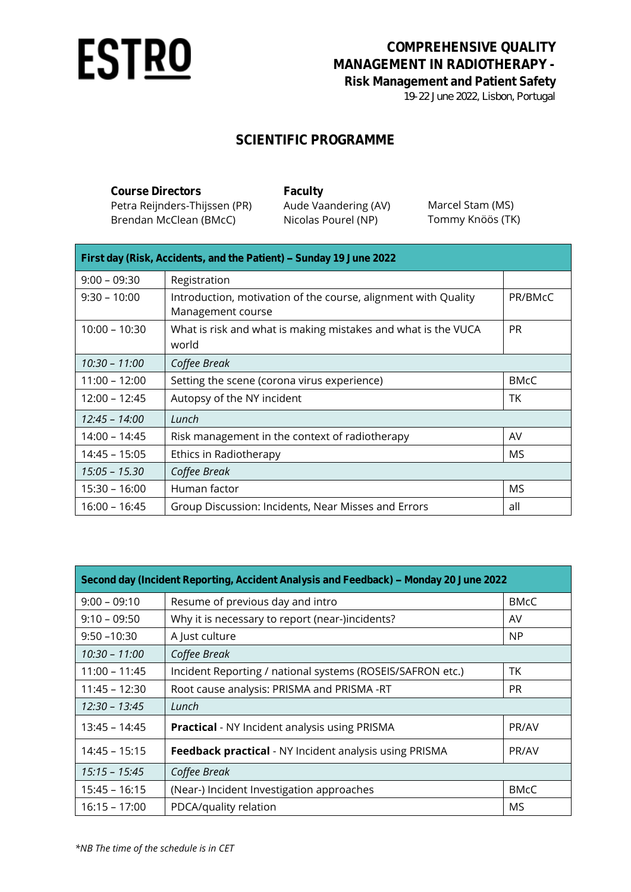**ESTRO**

# COMPREHENSIVE QUALITY MANAGEMENT IN RADIOTHERAPY - Risk Management and Patient Safety

19-22 June 2022, Lisbon, Portugal

## SCIENTIFIC PROGRAMME

**Course Directors**
Petra Reijnders-Thijssen (PR)
Brendan McClean (BMcC)

**Faculty**
Aude Vaandering (AV)
Nicolas Pourel (NP)
Marcel Stam (MS)
Tommy Knöös (TK)

| **First day (Risk, Accidents, and the Patient) – Sunday 19 June 2022** | | |
|---|---|---|
| 9:00 – 09:30 | Registration | |
| 9:30 – 10:00 | Introduction, motivation of the course, alignment with Quality Management course | PR/BMcC |
| 10:00 – 10:30 | What is risk and what is making mistakes and what is the VUCA world | PR |
| *10:30 – 11:00* | *Coffee Break* | |
| 11:00 – 12:00 | Setting the scene (corona virus experience) | BMcC |
| 12:00 – 12:45 | Autopsy of the NY incident | TK |
| *12:45 – 14:00* | *Lunch* | |
| 14:00 – 14:45 | Risk management in the context of radiotherapy | AV |
| 14:45 – 15:05 | Ethics in Radiotherapy | MS |
| *15:05 – 15.30* | *Coffee Break* | |
| 15:30 – 16:00 | Human factor | MS |
| 16:00 – 16:45 | Group Discussion: Incidents, Near Misses and Errors | all |

| **Second day (Incident Reporting, Accident Analysis and Feedback) – Monday 20 June 2022** | | |
|---|---|---|
| 9:00 – 09:10 | Resume of previous day and intro | BMcC |
| 9:10 – 09:50 | Why it is necessary to report (near-)incidents? | AV |
| 9:50 –10:30 | A Just culture | NP |
| *10:30 – 11:00* | *Coffee Break* | |
| 11:00 – 11:45 | Incident Reporting / national systems (ROSEIS/SAFRON etc.) | TK |
| 11:45 – 12:30 | Root cause analysis: PRISMA and PRISMA -RT | PR |
| *12:30 – 13:45* | *Lunch* | |
| 13:45 – 14:45 | **Practical** - NY Incident analysis using PRISMA | PR/AV |
| 14:45 – 15:15 | **Feedback practical** - NY Incident analysis using PRISMA | PR/AV |
| *15:15 – 15:45* | *Coffee Break* | |
| 15:45 – 16:15 | (Near-) Incident Investigation approaches | BMcC |
| 16:15 – 17:00 | PDCA/quality relation | MS |

*\*NB The time of the schedule is in CET*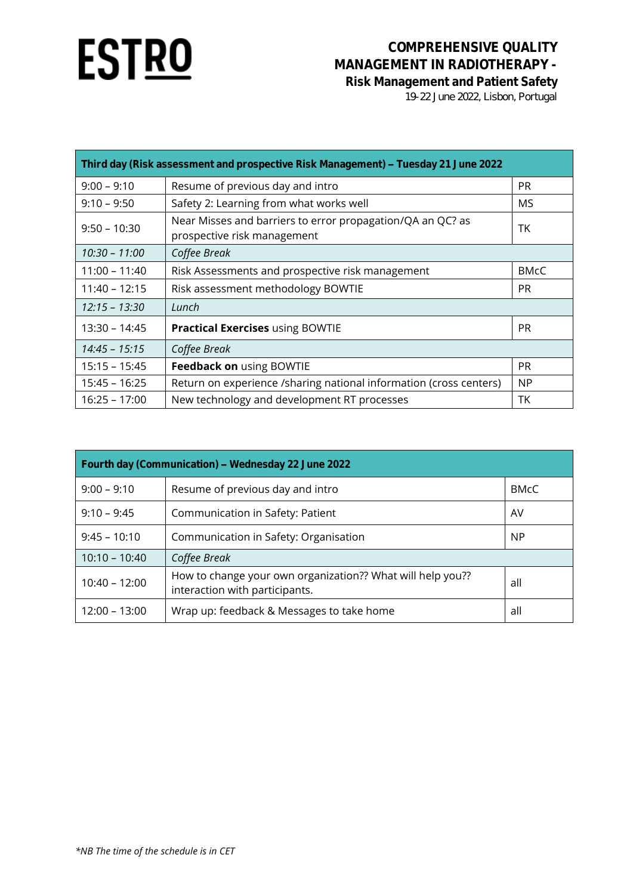# ESTRO

**COMPREHENSIVE QUALITY MANAGEMENT IN RADIOTHERAPY -**
**Risk Management and Patient Safety**
19-22 June 2022, Lisbon, Portugal

| Third day (Risk assessment and prospective Risk Management) – Tuesday 21 June 2022 | | |
|---|---|---|
| 9:00 – 9:10 | Resume of previous day and intro | PR |
| 9:10 – 9:50 | Safety 2: Learning from what works well | MS |
| 9:50 – 10:30 | Near Misses and barriers to error propagation/QA an QC? as prospective risk management | TK |
| *10:30 – 11:00* | *Coffee Break* | |
| 11:00 – 11:40 | Risk Assessments and prospective risk management | BMcC |
| 11:40 – 12:15 | Risk assessment methodology BOWTIE | PR |
| *12:15 – 13:30* | *Lunch* | |
| 13:30 – 14:45 | **Practical Exercises** using BOWTIE | PR |
| *14:45 – 15:15* | *Coffee Break* | |
| 15:15 – 15:45 | **Feedback on** using BOWTIE | PR |
| 15:45 – 16:25 | Return on experience /sharing national information (cross centers) | NP |
| 16:25 – 17:00 | New technology and development RT processes | TK |

| Fourth day (Communication) – Wednesday 22 June 2022 | | |
|---|---|---|
| 9:00 – 9:10 | Resume of previous day and intro | BMcC |
| 9:10 – 9:45 | Communication in Safety: Patient | AV |
| 9:45 – 10:10 | Communication in Safety: Organisation | NP |
| 10:10 – 10:40 | *Coffee Break* | |
| 10:40 – 12:00 | How to change your own organization?? What will help you?? interaction with participants. | all |
| 12:00 – 13:00 | Wrap up: feedback & Messages to take home | all |

*\*NB The time of the schedule is in CET*